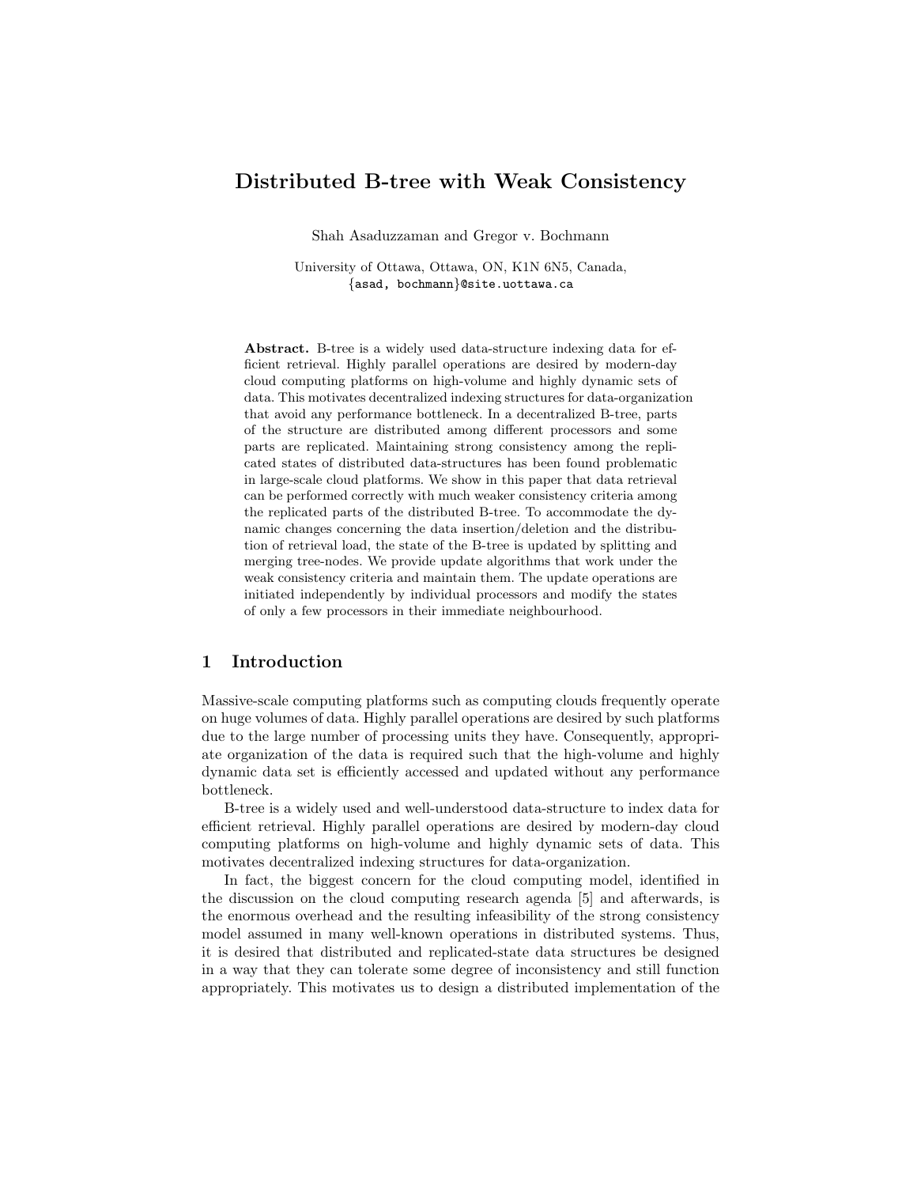# Distributed B-tree with Weak Consistency

Shah Asaduzzaman and Gregor v. Bochmann

University of Ottawa, Ottawa, ON, K1N 6N5, Canada,
{asad, bochmann}@site.uottawa.ca

**Abstract.** B-tree is a widely used data-structure indexing data for efficient retrieval. Highly parallel operations are desired by modern-day cloud computing platforms on high-volume and highly dynamic sets of data. This motivates decentralized indexing structures for data-organization that avoid any performance bottleneck. In a decentralized B-tree, parts of the structure are distributed among different processors and some parts are replicated. Maintaining strong consistency among the replicated states of distributed data-structures has been found problematic in large-scale cloud platforms. We show in this paper that data retrieval can be performed correctly with much weaker consistency criteria among the replicated parts of the distributed B-tree. To accommodate the dynamic changes concerning the data insertion/deletion and the distribution of retrieval load, the state of the B-tree is updated by splitting and merging tree-nodes. We provide update algorithms that work under the weak consistency criteria and maintain them. The update operations are initiated independently by individual processors and modify the states of only a few processors in their immediate neighbourhood.

## 1 Introduction

Massive-scale computing platforms such as computing clouds frequently operate on huge volumes of data. Highly parallel operations are desired by such platforms due to the large number of processing units they have. Consequently, appropriate organization of the data is required such that the high-volume and highly dynamic data set is efficiently accessed and updated without any performance bottleneck.

B-tree is a widely used and well-understood data-structure to index data for efficient retrieval. Highly parallel operations are desired by modern-day cloud computing platforms on high-volume and highly dynamic sets of data. This motivates decentralized indexing structures for data-organization.

In fact, the biggest concern for the cloud computing model, identified in the discussion on the cloud computing research agenda [5] and afterwards, is the enormous overhead and the resulting infeasibility of the strong consistency model assumed in many well-known operations in distributed systems. Thus, it is desired that distributed and replicated-state data structures be designed in a way that they can tolerate some degree of inconsistency and still function appropriately. This motivates us to design a distributed implementation of the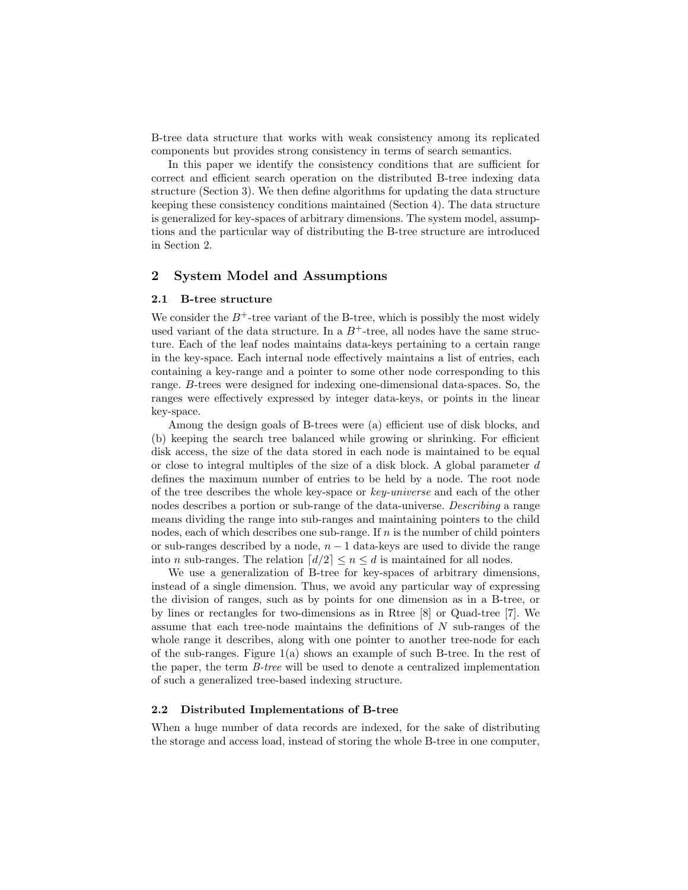B-tree data structure that works with weak consistency among its replicated components but provides strong consistency in terms of search semantics.

In this paper we identify the consistency conditions that are sufficient for correct and efficient search operation on the distributed B-tree indexing data structure (Section 3). We then define algorithms for updating the data structure keeping these consistency conditions maintained (Section 4). The data structure is generalized for key-spaces of arbitrary dimensions. The system model, assumptions and the particular way of distributing the B-tree structure are introduced in Section 2.

## 2 System Model and Assumptions

### 2.1 B-tree structure

We consider the $B^+$-tree variant of the B-tree, which is possibly the most widely used variant of the data structure. In a $B^+$-tree, all nodes have the same structure. Each of the leaf nodes maintains data-keys pertaining to a certain range in the key-space. Each internal node effectively maintains a list of entries, each containing a key-range and a pointer to some other node corresponding to this range. *B*-trees were designed for indexing one-dimensional data-spaces. So, the ranges were effectively expressed by integer data-keys, or points in the linear key-space.

Among the design goals of B-trees were (a) efficient use of disk blocks, and (b) keeping the search tree balanced while growing or shrinking. For efficient disk access, the size of the data stored in each node is maintained to be equal or close to integral multiples of the size of a disk block. A global parameter $d$ defines the maximum number of entries to be held by a node. The root node of the tree describes the whole key-space or *key-universe* and each of the other nodes describes a portion or sub-range of the data-universe. *Describing* a range means dividing the range into sub-ranges and maintaining pointers to the child nodes, each of which describes one sub-range. If $n$ is the number of child pointers or sub-ranges described by a node, $n-1$ data-keys are used to divide the range into $n$ sub-ranges. The relation $\lceil d/2 \rceil \leq n \leq d$ is maintained for all nodes.

We use a generalization of B-tree for key-spaces of arbitrary dimensions, instead of a single dimension. Thus, we avoid any particular way of expressing the division of ranges, such as by points for one dimension as in a B-tree, or by lines or rectangles for two-dimensions as in Rtree [8] or Quad-tree [7]. We assume that each tree-node maintains the definitions of $N$ sub-ranges of the whole range it describes, along with one pointer to another tree-node for each of the sub-ranges. Figure 1(a) shows an example of such B-tree. In the rest of the paper, the term *B-tree* will be used to denote a centralized implementation of such a generalized tree-based indexing structure.

### 2.2 Distributed Implementations of B-tree

When a huge number of data records are indexed, for the sake of distributing the storage and access load, instead of storing the whole B-tree in one computer,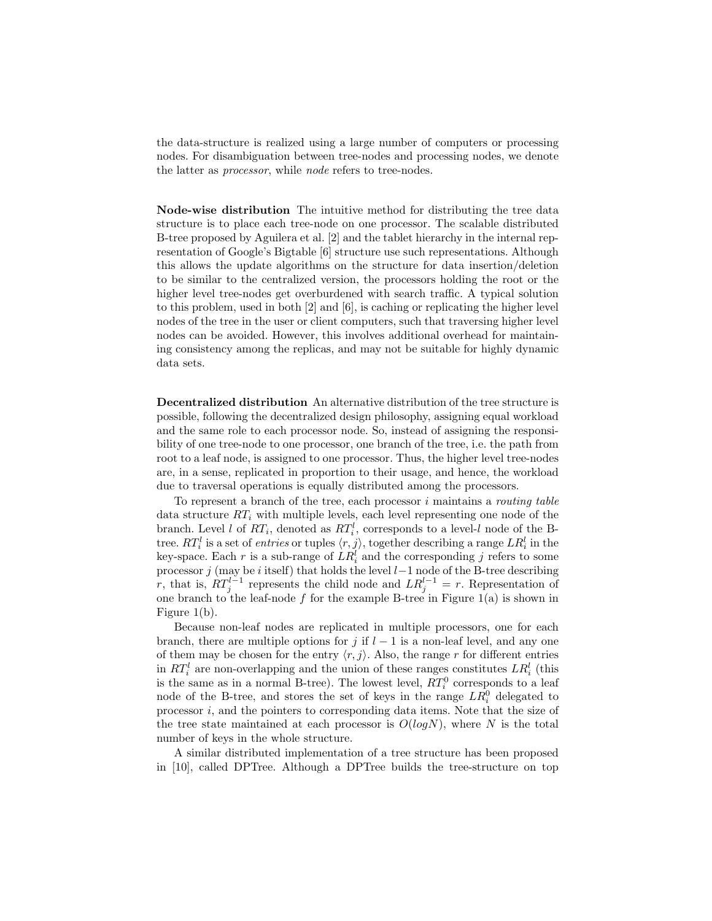the data-structure is realized using a large number of computers or processing nodes. For disambiguation between tree-nodes and processing nodes, we denote the latter as *processor*, while *node* refers to tree-nodes.

**Node-wise distribution** The intuitive method for distributing the tree data structure is to place each tree-node on one processor. The scalable distributed B-tree proposed by Aguilera et al. [2] and the tablet hierarchy in the internal representation of Google's Bigtable [6] structure use such representations. Although this allows the update algorithms on the structure for data insertion/deletion to be similar to the centralized version, the processors holding the root or the higher level tree-nodes get overburdened with search traffic. A typical solution to this problem, used in both [2] and [6], is caching or replicating the higher level nodes of the tree in the user or client computers, such that traversing higher level nodes can be avoided. However, this involves additional overhead for maintaining consistency among the replicas, and may not be suitable for highly dynamic data sets.

**Decentralized distribution** An alternative distribution of the tree structure is possible, following the decentralized design philosophy, assigning equal workload and the same role to each processor node. So, instead of assigning the responsibility of one tree-node to one processor, one branch of the tree, i.e. the path from root to a leaf node, is assigned to one processor. Thus, the higher level tree-nodes are, in a sense, replicated in proportion to their usage, and hence, the workload due to traversal operations is equally distributed among the processors.

To represent a branch of the tree, each processor $i$ maintains a *routing table* data structure $RT_i$ with multiple levels, each level representing one node of the branch. Level $l$ of $RT_i$, denoted as $RT_i^l$, corresponds to a level-$l$ node of the B-tree. $RT_i^l$ is a set of *entries* or tuples $\langle r, j \rangle$, together describing a range $LR_i^l$ in the key-space. Each $r$ is a sub-range of $LR_i^l$ and the corresponding $j$ refers to some processor $j$ (may be $i$ itself) that holds the level $l-1$ node of the B-tree describing $r$, that is, $RT_j^{l-1}$ represents the child node and $LR_j^{l-1} = r$. Representation of one branch to the leaf-node $f$ for the example B-tree in Figure 1(a) is shown in Figure 1(b).

Because non-leaf nodes are replicated in multiple processors, one for each branch, there are multiple options for $j$ if $l-1$ is a non-leaf level, and any one of them may be chosen for the entry $\langle r, j \rangle$. Also, the range $r$ for different entries in $RT_i^l$ are non-overlapping and the union of these ranges constitutes $LR_i^l$ (this is the same as in a normal B-tree). The lowest level, $RT_i^0$ corresponds to a leaf node of the B-tree, and stores the set of keys in the range $LR_i^0$ delegated to processor $i$, and the pointers to corresponding data items. Note that the size of the tree state maintained at each processor is $O(logN)$, where $N$ is the total number of keys in the whole structure.

A similar distributed implementation of a tree structure has been proposed in [10], called DPTree. Although a DPTree builds the tree-structure on top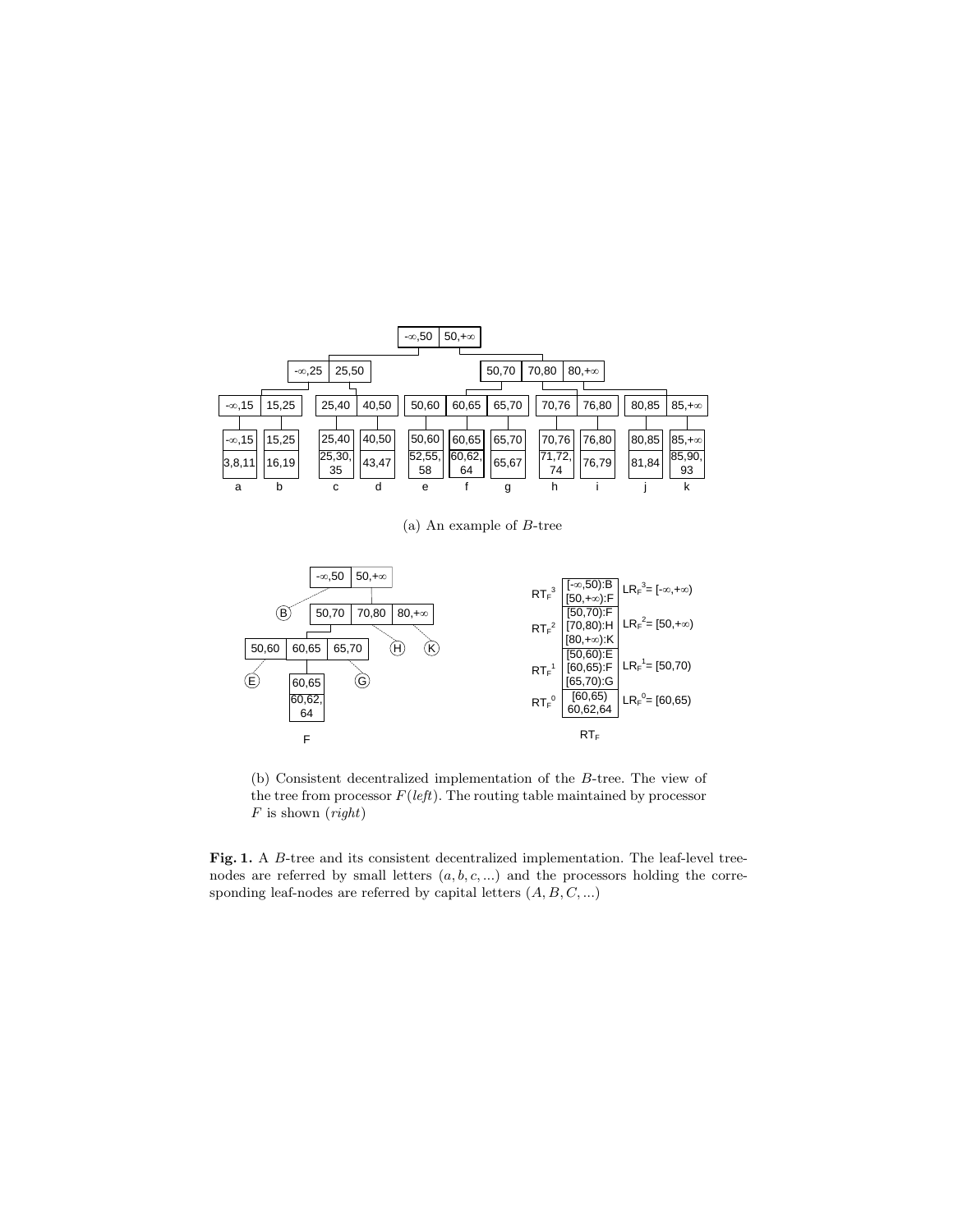(a) An example of $B$-tree

(b) Consistent decentralized implementation of the $B$-tree. The view of the tree from processor $F$(*left*). The routing table maintained by processor $F$ is shown (*right*)

**Fig. 1.** A $B$-tree and its consistent decentralized implementation. The leaf-level tree-nodes are referred by small letters $(a, b, c, ...)$ and the processors holding the corresponding leaf-nodes are referred by capital letters $(A, B, C, ...)$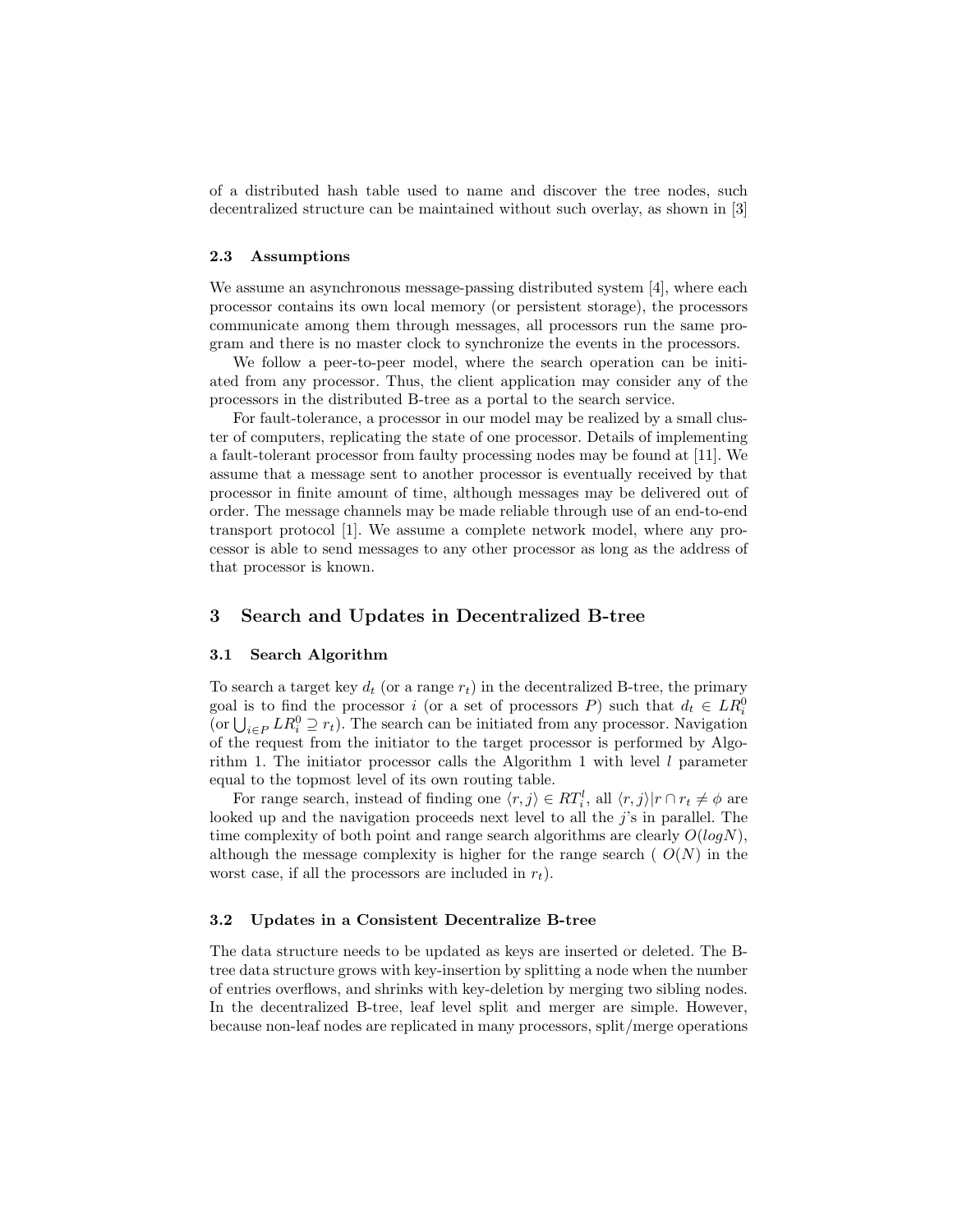of a distributed hash table used to name and discover the tree nodes, such decentralized structure can be maintained without such overlay, as shown in [3]

### 2.3 Assumptions

We assume an asynchronous message-passing distributed system [4], where each processor contains its own local memory (or persistent storage), the processors communicate among them through messages, all processors run the same program and there is no master clock to synchronize the events in the processors.

We follow a peer-to-peer model, where the search operation can be initiated from any processor. Thus, the client application may consider any of the processors in the distributed B-tree as a portal to the search service.

For fault-tolerance, a processor in our model may be realized by a small cluster of computers, replicating the state of one processor. Details of implementing a fault-tolerant processor from faulty processing nodes may be found at [11]. We assume that a message sent to another processor is eventually received by that processor in finite amount of time, although messages may be delivered out of order. The message channels may be made reliable through use of an end-to-end transport protocol [1]. We assume a complete network model, where any processor is able to send messages to any other processor as long as the address of that processor is known.

## 3 Search and Updates in Decentralized B-tree

### 3.1 Search Algorithm

To search a target key $d_t$ (or a range $r_t$) in the decentralized B-tree, the primary goal is to find the processor $i$ (or a set of processors $P$) such that $d_t \in LR_i^0$ (or $\bigcup_{i \in P} LR_i^0 \supseteq r_t$). The search can be initiated from any processor. Navigation of the request from the initiator to the target processor is performed by Algorithm 1. The initiator processor calls the Algorithm 1 with level $l$ parameter equal to the topmost level of its own routing table.

For range search, instead of finding one $\langle r, j \rangle \in RT_i^l$, all $\langle r, j \rangle | r \cap r_t \neq \phi$ are looked up and the navigation proceeds next level to all the $j$'s in parallel. The time complexity of both point and range search algorithms are clearly $O(logN)$, although the message complexity is higher for the range search ( $O(N)$ in the worst case, if all the processors are included in $r_t$).

### 3.2 Updates in a Consistent Decentralize B-tree

The data structure needs to be updated as keys are inserted or deleted. The B-tree data structure grows with key-insertion by splitting a node when the number of entries overflows, and shrinks with key-deletion by merging two sibling nodes. In the decentralized B-tree, leaf level split and merger are simple. However, because non-leaf nodes are replicated in many processors, split/merge operations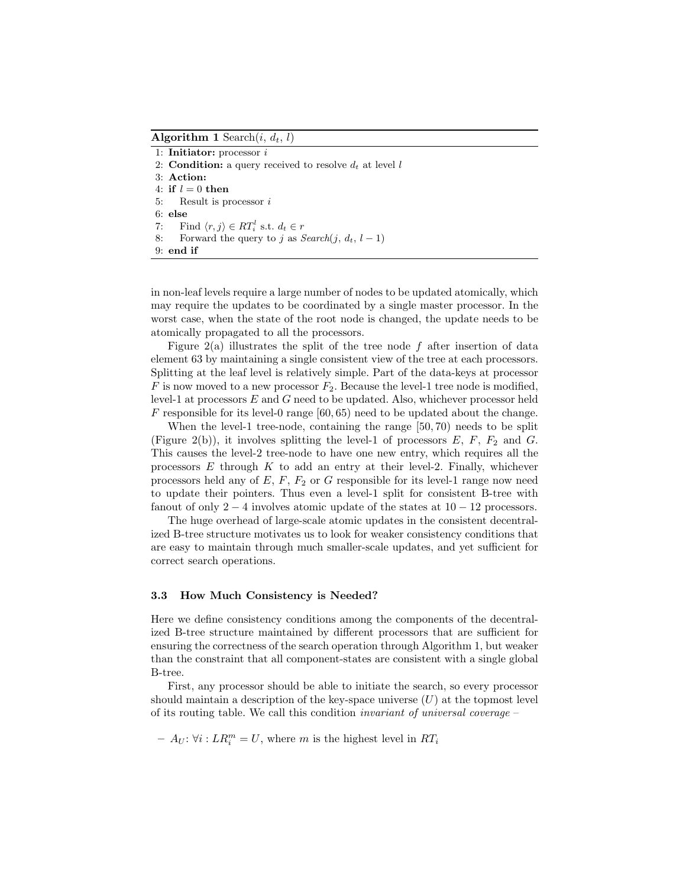**Algorithm 1** Search($i$, $d_t$, $l$)

```
1: Initiator: processor i
2: Condition: a query received to resolve d_t at level l
3: Action:
4: if l = 0 then
5:    Result is processor i
6: else
7:    Find ⟨r, j⟩ ∈ RT_i^l s.t. d_t ∈ r
8:    Forward the query to j as Search(j, d_t, l − 1)
9: end if
```

in non-leaf levels require a large number of nodes to be updated atomically, which may require the updates to be coordinated by a single master processor. In the worst case, when the state of the root node is changed, the update needs to be atomically propagated to all the processors.

Figure 2(a) illustrates the split of the tree node $f$ after insertion of data element 63 by maintaining a single consistent view of the tree at each processors. Splitting at the leaf level is relatively simple. Part of the data-keys at processor $F$ is now moved to a new processor $F_2$. Because the level-1 tree node is modified, level-1 at processors $E$ and $G$ need to be updated. Also, whichever processor held $F$ responsible for its level-0 range $[60, 65)$ need to be updated about the change.

When the level-1 tree-node, containing the range $[50, 70)$ needs to be split (Figure 2(b)), it involves splitting the level-1 of processors $E$, $F$, $F_2$ and $G$. This causes the level-2 tree-node to have one new entry, which requires all the processors $E$ through $K$ to add an entry at their level-2. Finally, whichever processors held any of $E$, $F$, $F_2$ or $G$ responsible for its level-1 range now need to update their pointers. Thus even a level-1 split for consistent B-tree with fanout of only $2-4$ involves atomic update of the states at $10-12$ processors.

The huge overhead of large-scale atomic updates in the consistent decentralized B-tree structure motivates us to look for weaker consistency conditions that are easy to maintain through much smaller-scale updates, and yet sufficient for correct search operations.

### 3.3 How Much Consistency is Needed?

Here we define consistency conditions among the components of the decentralized B-tree structure maintained by different processors that are sufficient for ensuring the correctness of the search operation through Algorithm 1, but weaker than the constraint that all component-states are consistent with a single global B-tree.

First, any processor should be able to initiate the search, so every processor should maintain a description of the key-space universe ($U$) at the topmost level of its routing table. We call this condition *invariant of universal coverage* –

– $A_U$: $\forall i : LR_i^m = U$, where $m$ is the highest level in $RT_i$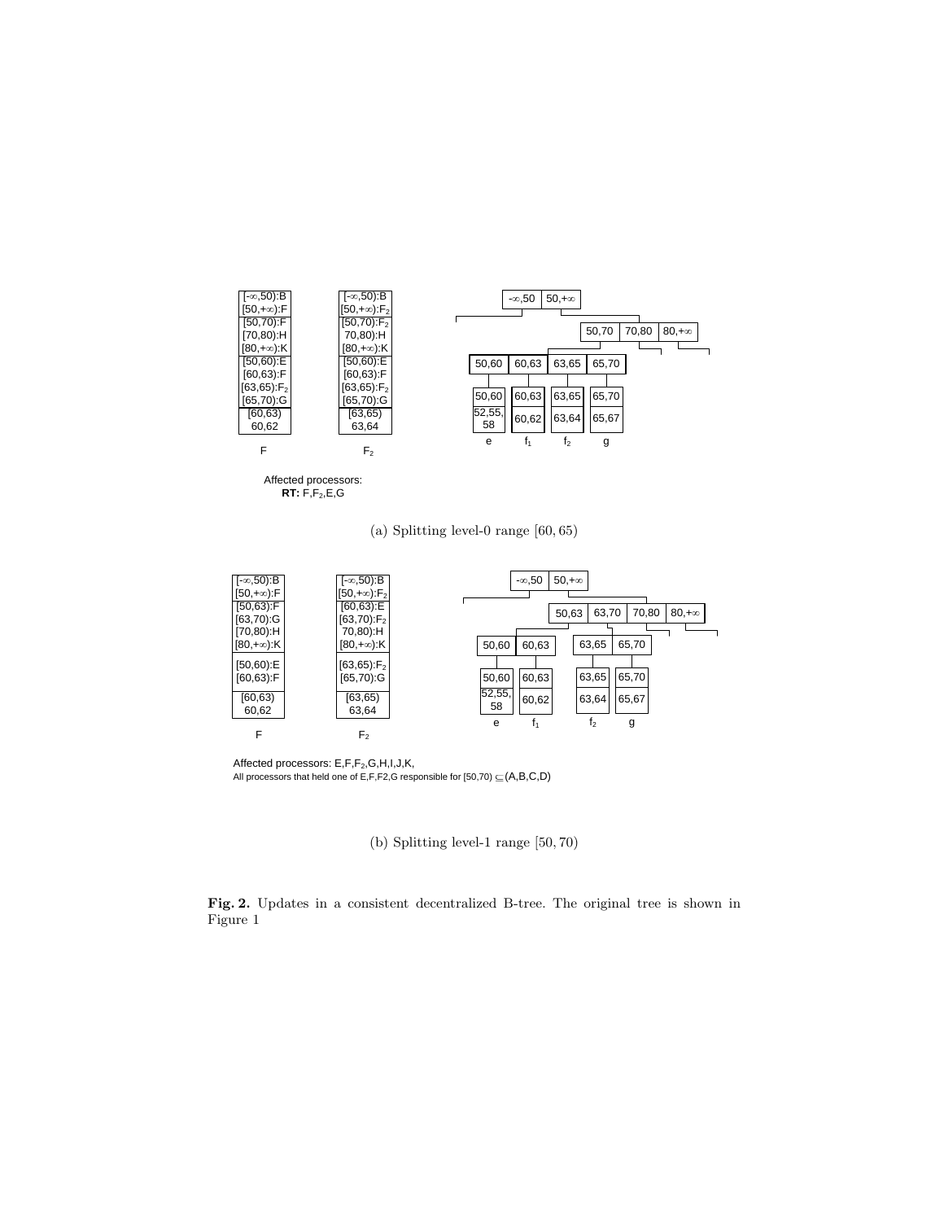(a) Splitting level-0 range $[60, 65)$

(b) Splitting level-1 range $[50, 70)$

**Fig. 2.** Updates in a consistent decentralized B-tree. The original tree is shown in Figure 1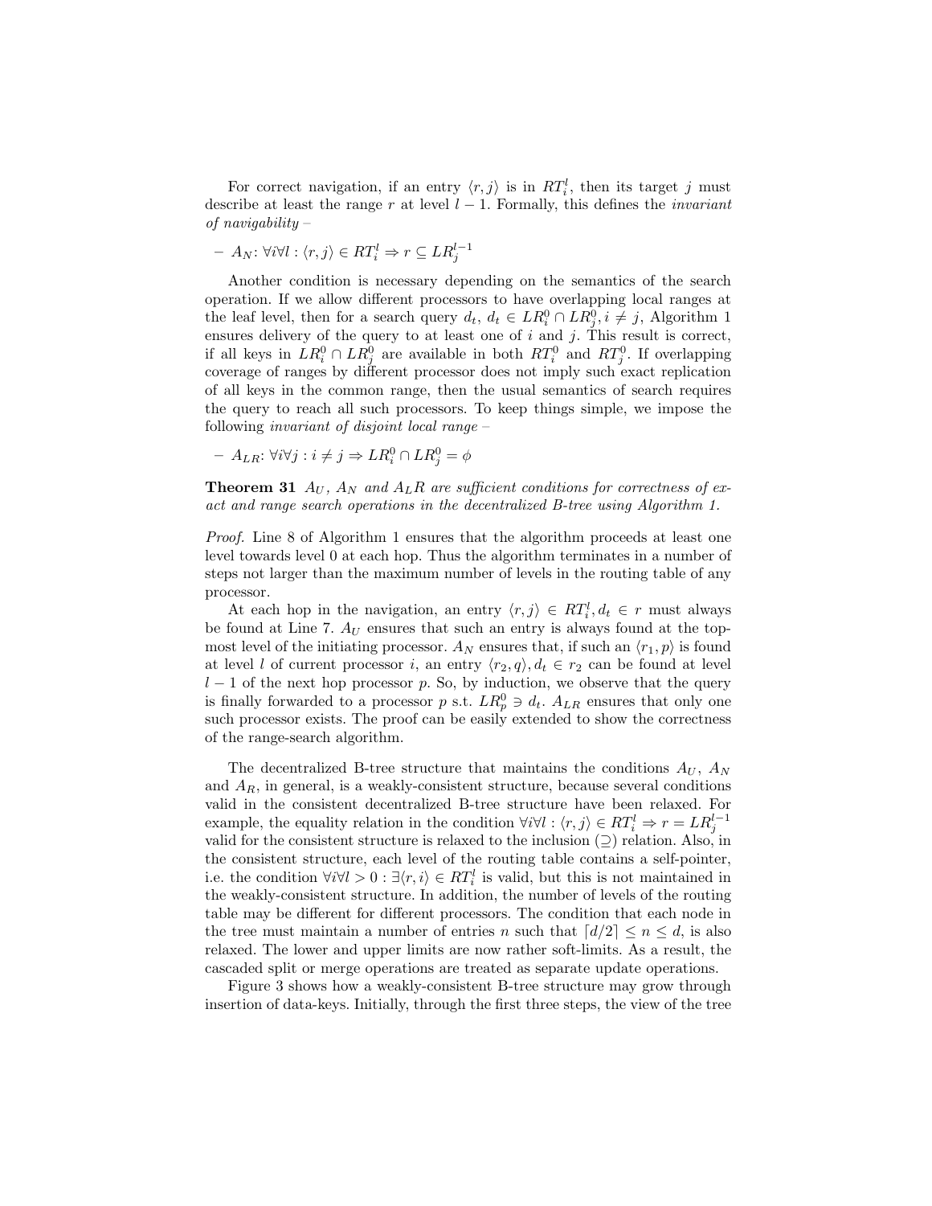For correct navigation, if an entry $\langle r, j \rangle$ is in $RT_i^l$, then its target $j$ must describe at least the range $r$ at level $l-1$. Formally, this defines the *invariant of navigability* –

– $A_N$: $\forall i \forall l : \langle r, j \rangle \in RT_i^l \Rightarrow r \subseteq LR_j^{l-1}$

Another condition is necessary depending on the semantics of the search operation. If we allow different processors to have overlapping local ranges at the leaf level, then for a search query $d_t$, $d_t \in LR_i^0 \cap LR_j^0, i \neq j$, Algorithm 1 ensures delivery of the query to at least one of $i$ and $j$. This result is correct, if all keys in $LR_i^0 \cap LR_j^0$ are available in both $RT_i^0$ and $RT_j^0$. If overlapping coverage of ranges by different processor does not imply such exact replication of all keys in the common range, then the usual semantics of search requires the query to reach all such processors. To keep things simple, we impose the following *invariant of disjoint local range* –

– $A_{LR}$: $\forall i \forall j : i \neq j \Rightarrow LR_i^0 \cap LR_j^0 = \phi$

**Theorem 31** *$A_U$, $A_N$ and $A_LR$ are sufficient conditions for correctness of exact and range search operations in the decentralized B-tree using Algorithm 1.*

*Proof.* Line 8 of Algorithm 1 ensures that the algorithm proceeds at least one level towards level 0 at each hop. Thus the algorithm terminates in a number of steps not larger than the maximum number of levels in the routing table of any processor.

At each hop in the navigation, an entry $\langle r, j \rangle \in RT_i^l, d_t \in r$ must always be found at Line 7. $A_U$ ensures that such an entry is always found at the topmost level of the initiating processor. $A_N$ ensures that, if such an $\langle r_1, p \rangle$ is found at level $l$ of current processor $i$, an entry $\langle r_2, q \rangle, d_t \in r_2$ can be found at level $l-1$ of the next hop processor $p$. So, by induction, we observe that the query is finally forwarded to a processor $p$ s.t. $LR_p^0 \ni d_t$. $A_{LR}$ ensures that only one such processor exists. The proof can be easily extended to show the correctness of the range-search algorithm.

The decentralized B-tree structure that maintains the conditions $A_U$, $A_N$ and $A_R$, in general, is a weakly-consistent structure, because several conditions valid in the consistent decentralized B-tree structure have been relaxed. For example, the equality relation in the condition $\forall i \forall l : \langle r, j \rangle \in RT_i^l \Rightarrow r = LR_j^{l-1}$ valid for the consistent structure is relaxed to the inclusion ($\supseteq$) relation. Also, in the consistent structure, each level of the routing table contains a self-pointer, i.e. the condition $\forall i \forall l > 0 : \exists \langle r, i \rangle \in RT_i^l$ is valid, but this is not maintained in the weakly-consistent structure. In addition, the number of levels of the routing table may be different for different processors. The condition that each node in the tree must maintain a number of entries $n$ such that $\lceil d/2 \rceil \leq n \leq d$, is also relaxed. The lower and upper limits are now rather soft-limits. As a result, the cascaded split or merge operations are treated as separate update operations.

Figure 3 shows how a weakly-consistent B-tree structure may grow through insertion of data-keys. Initially, through the first three steps, the view of the tree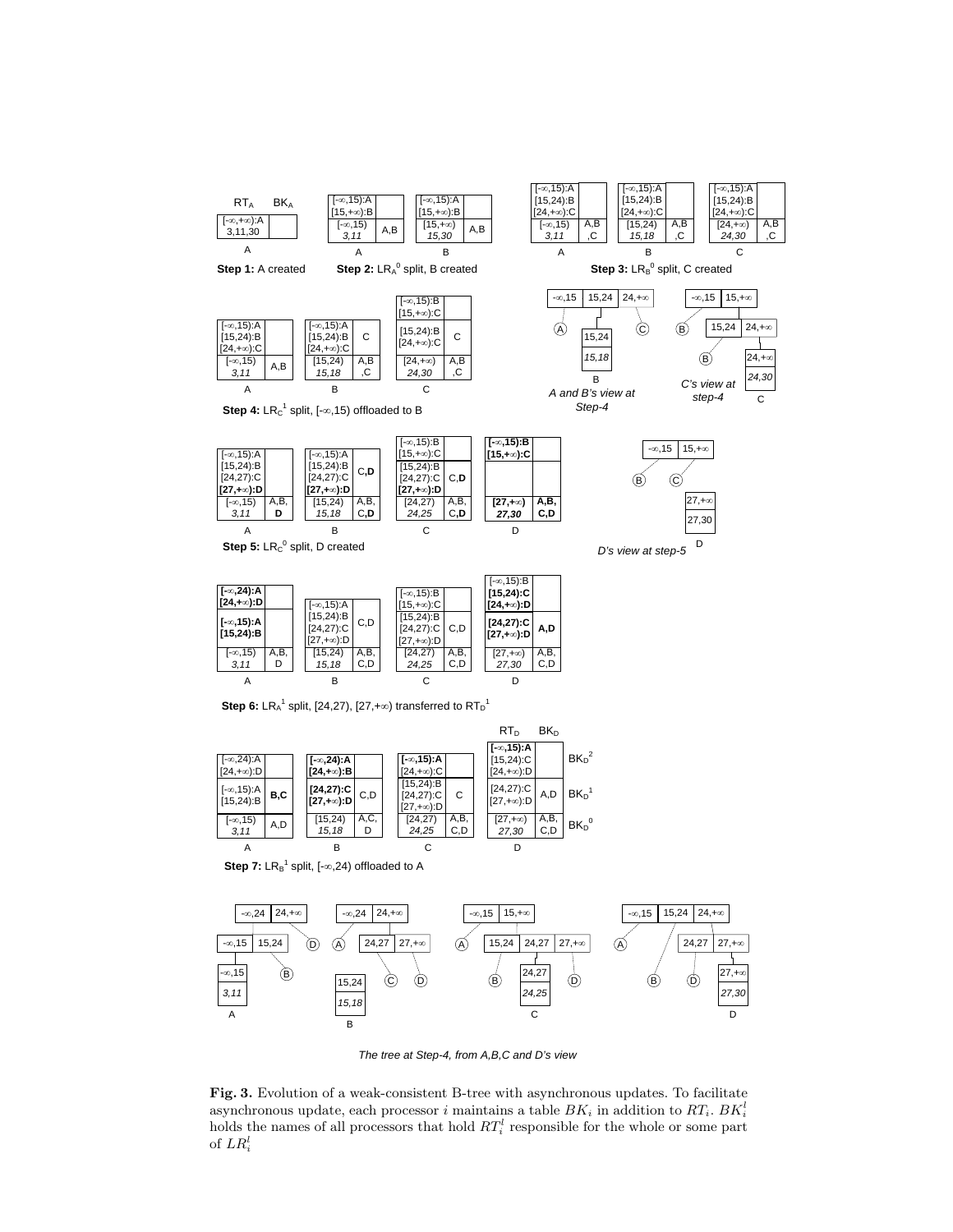**Fig. 3.** Evolution of a weak-consistent B-tree with asynchronous updates. To facilitate asynchronous update, each processor $i$ maintains a table $BK_i$ in addition to $RT_i$. $BK_i^l$ holds the names of all processors that hold $RT_i^l$ responsible for the whole or some part of $LR_i^l$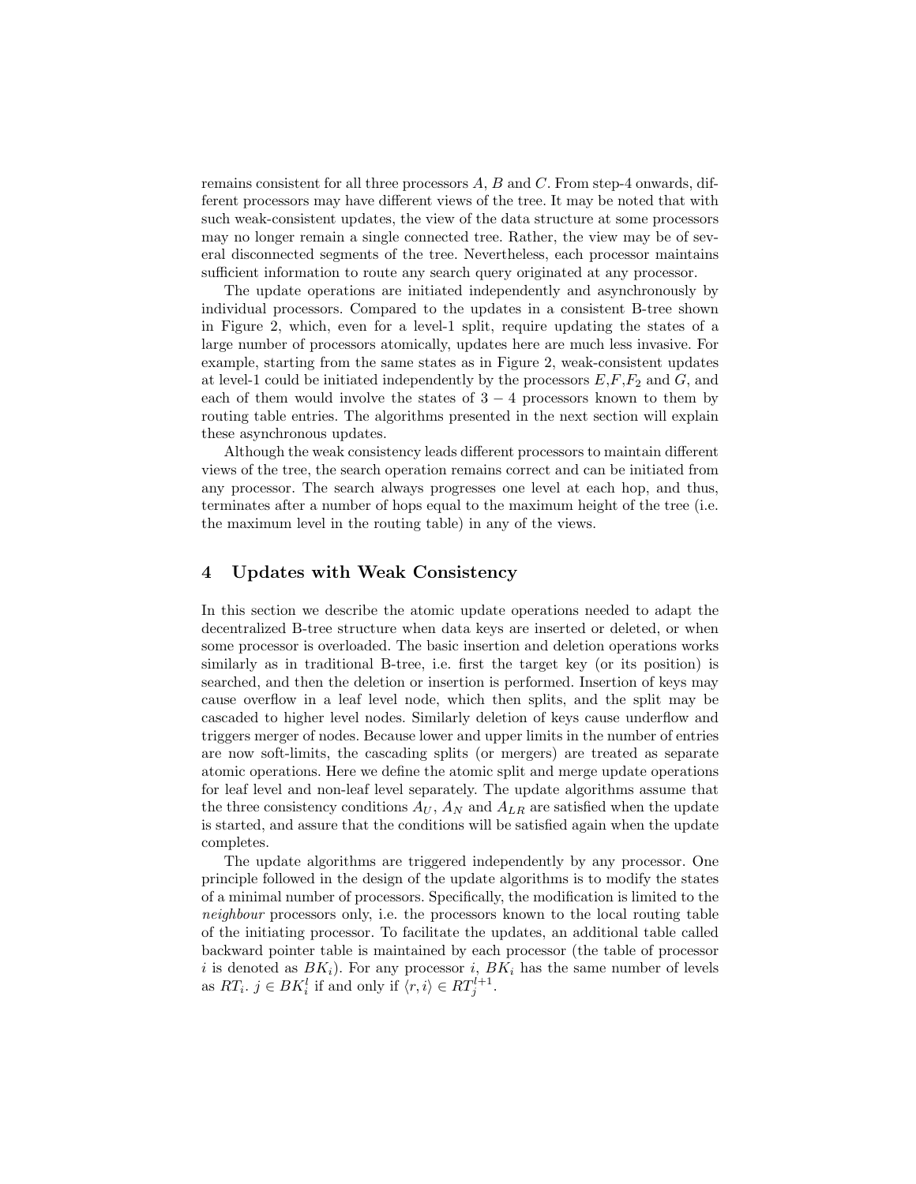remains consistent for all three processors $A$, $B$ and $C$. From step-4 onwards, different processors may have different views of the tree. It may be noted that with such weak-consistent updates, the view of the data structure at some processors may no longer remain a single connected tree. Rather, the view may be of several disconnected segments of the tree. Nevertheless, each processor maintains sufficient information to route any search query originated at any processor.

The update operations are initiated independently and asynchronously by individual processors. Compared to the updates in a consistent B-tree shown in Figure 2, which, even for a level-1 split, require updating the states of a large number of processors atomically, updates here are much less invasive. For example, starting from the same states as in Figure 2, weak-consistent updates at level-1 could be initiated independently by the processors $E$,$F$,$F_2$ and $G$, and each of them would involve the states of $3-4$ processors known to them by routing table entries. The algorithms presented in the next section will explain these asynchronous updates.

Although the weak consistency leads different processors to maintain different views of the tree, the search operation remains correct and can be initiated from any processor. The search always progresses one level at each hop, and thus, terminates after a number of hops equal to the maximum height of the tree (i.e. the maximum level in the routing table) in any of the views.

## 4 Updates with Weak Consistency

In this section we describe the atomic update operations needed to adapt the decentralized B-tree structure when data keys are inserted or deleted, or when some processor is overloaded. The basic insertion and deletion operations works similarly as in traditional B-tree, i.e. first the target key (or its position) is searched, and then the deletion or insertion is performed. Insertion of keys may cause overflow in a leaf level node, which then splits, and the split may be cascaded to higher level nodes. Similarly deletion of keys cause underflow and triggers merger of nodes. Because lower and upper limits in the number of entries are now soft-limits, the cascading splits (or mergers) are treated as separate atomic operations. Here we define the atomic split and merge update operations for leaf level and non-leaf level separately. The update algorithms assume that the three consistency conditions $A_U$, $A_N$ and $A_{LR}$ are satisfied when the update is started, and assure that the conditions will be satisfied again when the update completes.

The update algorithms are triggered independently by any processor. One principle followed in the design of the update algorithms is to modify the states of a minimal number of processors. Specifically, the modification is limited to the *neighbour* processors only, i.e. the processors known to the local routing table of the initiating processor. To facilitate the updates, an additional table called backward pointer table is maintained by each processor (the table of processor $i$ is denoted as $BK_i$). For any processor $i$, $BK_i$ has the same number of levels as $RT_i$. $j \in BK_i^l$ if and only if $\langle r, i \rangle \in RT_j^{l+1}$.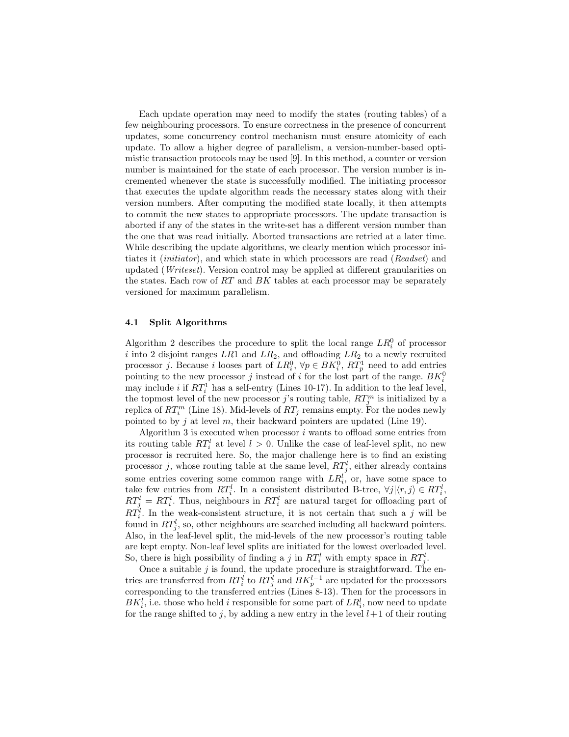Each update operation may need to modify the states (routing tables) of a few neighbouring processors. To ensure correctness in the presence of concurrent updates, some concurrency control mechanism must ensure atomicity of each update. To allow a higher degree of parallelism, a version-number-based optimistic transaction protocols may be used [9]. In this method, a counter or version number is maintained for the state of each processor. The version number is incremented whenever the state is successfully modified. The initiating processor that executes the update algorithm reads the necessary states along with their version numbers. After computing the modified state locally, it then attempts to commit the new states to appropriate processors. The update transaction is aborted if any of the states in the write-set has a different version number than the one that was read initially. Aborted transactions are retried at a later time. While describing the update algorithms, we clearly mention which processor initiates it (*initiator*), and which state in which processors are read (*Readset*) and updated (*Writeset*). Version control may be applied at different granularities on the states. Each row of $RT$ and $BK$ tables at each processor may be separately versioned for maximum parallelism.

### 4.1 Split Algorithms

Algorithm 2 describes the procedure to split the local range $LR_i^0$ of processor $i$ into 2 disjoint ranges $LR1$ and $LR_2$, and offloading $LR_2$ to a newly recruited processor $j$. Because $i$ looses part of $LR_i^0$, $\forall p \in BK_i^0$, $RT_p^1$ need to add entries pointing to the new processor $j$ instead of $i$ for the lost part of the range. $BK_i^0$ may include $i$ if $RT_i^1$ has a self-entry (Lines 10-17). In addition to the leaf level, the topmost level of the new processor $j$'s routing table, $RT_j^m$ is initialized by a replica of $RT_i^m$ (Line 18). Mid-levels of $RT_j$ remains empty. For the nodes newly pointed to by $j$ at level $m$, their backward pointers are updated (Line 19).

Algorithm 3 is executed when processor $i$ wants to offload some entries from its routing table $RT_i^l$ at level $l > 0$. Unlike the case of leaf-level split, no new processor is recruited here. So, the major challenge here is to find an existing processor $j$, whose routing table at the same level, $RT_j^l$, either already contains some entries covering some common range with $LR_i^l$, or, have some space to take few entries from $RT_i^l$. In a consistent distributed B-tree, $\forall j | \langle r, j \rangle \in RT_i^l$, $RT_j^l = RT_i^l$. Thus, neighbours in $RT_i^l$ are natural target for offloading part of $RT_i^l$. In the weak-consistent structure, it is not certain that such a $j$ will be found in $RT_j^l$, so, other neighbours are searched including all backward pointers. Also, in the leaf-level split, the mid-levels of the new processor's routing table are kept empty. Non-leaf level splits are initiated for the lowest overloaded level. So, there is high possibility of finding a $j$ in $RT_i^l$ with empty space in $RT_j^l$.

Once a suitable $j$ is found, the update procedure is straightforward. The entries are transferred from $RT_i^l$ to $RT_j^l$ and $BK_p^{l-1}$ are updated for the processors corresponding to the transferred entries (Lines 8-13). Then for the processors in $BK_i^l$, i.e. those who held $i$ responsible for some part of $LR_i^l$, now need to update for the range shifted to $j$, by adding a new entry in the level $l+1$ of their routing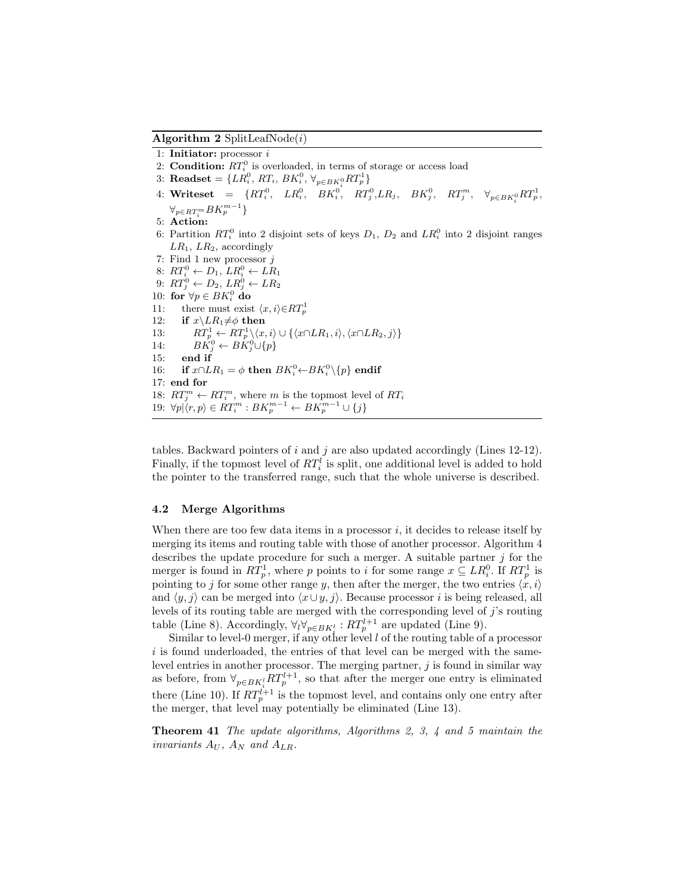**Algorithm 2** SplitLeafNode($i$)

1: **Initiator:** processor $i$
2: **Condition:** $RT_i^0$ is overloaded, in terms of storage or access load
3: **Readset** $= \{LR_i^0,\ RT_i,\ BK_i^0,\ \forall_{p\in BK_i^0} RT_p^1\}$
4: **Writeset** $= \{RT_i^0,\ LR_i^0,\ BK_i^0,\ RT_j^0, LR_j,\ BK_j^0,\ RT_j^m,\ \forall_{p\in BK_i^0} RT_p^1,\ \forall_{p\in RT_i^m} BK_p^{m-1}\}$
5: **Action:**
6: Partition $RT_i^0$ into 2 disjoint sets of keys $D_1$, $D_2$ and $LR_i^0$ into 2 disjoint ranges $LR_1$, $LR_2$, accordingly
7: Find 1 new processor $j$
8: $RT_i^0 \leftarrow D_1,\ LR_i^0 \leftarrow LR_1$
9: $RT_j^0 \leftarrow D_2,\ LR_j^0 \leftarrow LR_2$
10: **for** $\forall p \in BK_i^0$ **do**
11: &nbsp;&nbsp;&nbsp;&nbsp;there must exist $\langle x, i\rangle \in RT_p^1$
12: &nbsp;&nbsp;&nbsp;&nbsp;**if** $x \backslash LR_1 \neq \phi$ **then**
13: &nbsp;&nbsp;&nbsp;&nbsp;&nbsp;&nbsp;&nbsp;&nbsp;$RT_p^1 \leftarrow RT_p^1 \backslash \langle x, i\rangle \cup \{\langle x\cap LR_1, i\rangle, \langle x\cap LR_2, j\rangle\}$
14: &nbsp;&nbsp;&nbsp;&nbsp;&nbsp;&nbsp;&nbsp;&nbsp;$BK_j^0 \leftarrow BK_j^0 \cup \{p\}$
15: &nbsp;&nbsp;&nbsp;&nbsp;**end if**
16: &nbsp;&nbsp;&nbsp;&nbsp;**if** $x \cap LR_1 = \phi$ **then** $BK_i^0 \leftarrow BK_i^0 \backslash \{p\}$ **endif**
17: **end for**
18: $RT_j^m \leftarrow RT_i^m$, where $m$ is the topmost level of $RT_i$
19: $\forall p | \langle r, p\rangle \in RT_i^m : BK_p^{m-1} \leftarrow BK_p^{m-1} \cup \{j\}$

tables. Backward pointers of $i$ and $j$ are also updated accordingly (Lines 12-12). Finally, if the topmost level of $RT_i^l$ is split, one additional level is added to hold the pointer to the transferred range, such that the whole universe is described.

### 4.2 Merge Algorithms

When there are too few data items in a processor $i$, it decides to release itself by merging its items and routing table with those of another processor. Algorithm 4 describes the update procedure for such a merger. A suitable partner $j$ for the merger is found in $RT_p^1$, where $p$ points to $i$ for some range $x \subseteq LR_i^0$. If $RT_p^1$ is pointing to $j$ for some other range $y$, then after the merger, the two entries $\langle x, i\rangle$ and $\langle y, j\rangle$ can be merged into $\langle x \cup y, j\rangle$. Because processor $i$ is being released, all levels of its routing table are merged with the corresponding level of $j$'s routing table (Line 8). Accordingly, $\forall_l \forall_{p\in BK_j^l} : RT_p^{l+1}$ are updated (Line 9).

Similar to level-0 merger, if any other level $l$ of the routing table of a processor $i$ is found underloaded, the entries of that level can be merged with the same-level entries in another processor. The merging partner, $j$ is found in similar way as before, from $\forall_{p\in BK_i^l} RT_p^{l+1}$, so that after the merger one entry is eliminated there (Line 10). If $RT_p^{l+1}$ is the topmost level, and contains only one entry after the merger, that level may potentially be eliminated (Line 13).

**Theorem 41** *The update algorithms, Algorithms 2, 3, 4 and 5 maintain the invariants $A_U$, $A_N$ and $A_{LR}$.*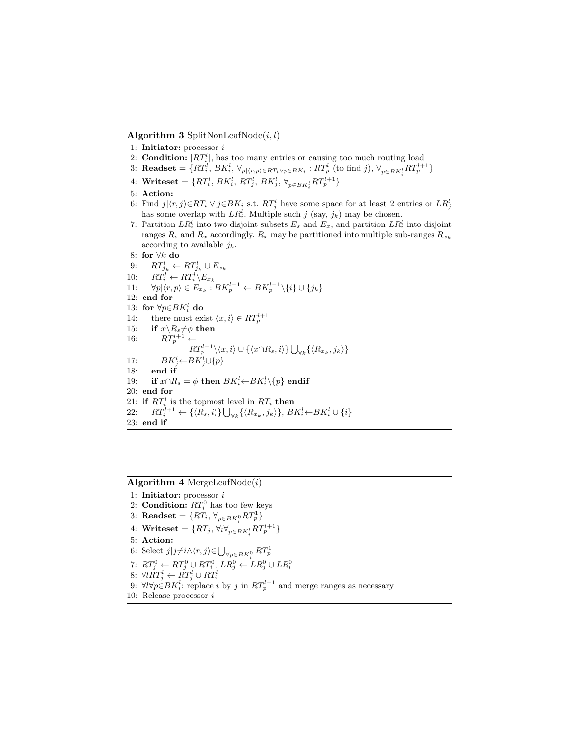**Algorithm 3** SplitNonLeafNode($i, l$)

1: **Initiator:** processor $i$
2: **Condition:** $|RT_i^l|$, has too many entries or causing too much routing load
3: **Readset** = $\{RT_i^l,\, BK_i^l,\, \forall_{p|\langle r,p\rangle \in RT_i \vee p \in BK_i} : RT_p^l \text{ (to find } j),\, \forall_{p \in BK_i^l} RT_p^{l+1}\}$
4: **Writeset** = $\{RT_i^l,\, BK_i^l,\, RT_j^l,\, BK_j^l,\, \forall_{p \in BK_i^l} RT_p^{l+1}\}$
5: **Action:**
6: Find $j|\langle r,j\rangle \in RT_i \vee j \in BK_i$ s.t. $RT_j^l$ have some space for at least 2 entries or $LR_j^l$ has some overlap with $LR_i^l$. Multiple such $j$ (say, $j_k$) may be chosen.
7: Partition $LR_i^l$ into two disjoint subsets $E_s$ and $E_x$, and partition $LR_i^l$ into disjoint ranges $R_s$ and $R_x$ accordingly. $R_x$ may be partitioned into multiple sub-ranges $R_{x_k}$ according to available $j_k$.
8: **for** $\forall k$ **do**
9: $\quad RT_{j_k}^l \leftarrow RT_{j_k}^l \cup E_{x_k}$
10: $\quad RT_i^l \leftarrow RT_i^l \backslash E_{x_k}$
11: $\quad \forall p|\langle r,p\rangle \in E_{x_k} : BK_p^{l-1} \leftarrow BK_p^{l-1} \backslash \{i\} \cup \{j_k\}$
12: **end for**
13: **for** $\forall p \in BK_i^l$ **do**
14: $\quad$ there must exist $\langle x,i\rangle \in RT_p^{l+1}$
15: $\quad$ **if** $x \backslash R_s \neq \phi$ **then**
16: $\quad\quad RT_p^{l+1} \leftarrow$
$$RT_p^{l+1} \backslash \langle x,i\rangle \cup \{\langle x \cap R_s, i\rangle\} \bigcup_{\forall k} \{\langle R_{x_k}, j_k\rangle\}$$
17: $\quad\quad BK_j^l \leftarrow BK_j^l \cup \{p\}$
18: $\quad$ **end if**
19: $\quad$ **if** $x \cap R_s = \phi$ **then** $BK_i^l \leftarrow BK_i^l \backslash \{p\}$ **endif**
20: **end for**
21: **if** $RT_i^l$ is the topmost level in $RT_i$ **then**
22: $\quad RT_i^{l+1} \leftarrow \{\langle R_s, i\rangle\} \bigcup_{\forall k} \{\langle R_{x_k}, j_k\rangle\}$, $BK_i^l \leftarrow BK_i^l \cup \{i\}$
23: **end if**

**Algorithm 4** MergeLeafNode($i$)

1: **Initiator:** processor $i$
2: **Condition:** $RT_i^0$ has too few keys
3: **Readset** = $\{RT_i,\, \forall_{p \in BK_i^0} RT_p^1\}$
4: **Writeset** = $\{RT_j,\, \forall_l \forall_{p \in BK_i^l} RT_p^{l+1}\}$
5: **Action:**
6: Select $j|j \neq i \wedge \langle r,j\rangle \in \bigcup_{\forall p \in BK_i^0} RT_p^1$
7: $RT_j^0 \leftarrow RT_j^0 \cup RT_i^0$, $LR_j^0 \leftarrow LR_j^0 \cup LR_i^0$
8: $\forall l RT_j^l \leftarrow RT_j^l \cup RT_i^l$
9: $\forall l \forall p \in BK_i^l$: replace $i$ by $j$ in $RT_p^{l+1}$ and merge ranges as necessary
10: Release processor $i$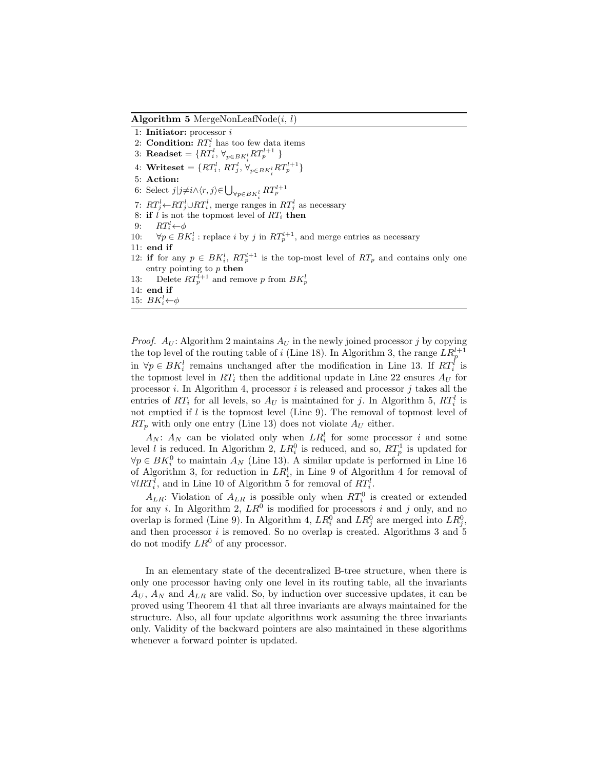**Algorithm 5** MergeNonLeafNode($i$, $l$)

```
1: Initiator: processor i
2: Condition: RT_i^l has too few data items
3: Readset = {RT_i^l, ∀_{p∈BK_i^l} RT_p^{l+1} }
4: Writeset = {RT_i^l, RT_j^l, ∀_{p∈BK_i^l} RT_p^{l+1}}
5: Action:
6: Select j | j≠i ∧ ⟨r, j⟩ ∈ ⋃_{∀p∈BK_i^l} RT_p^{l+1}
7: RT_j^l ← RT_j^l ∪ RT_i^l, merge ranges in RT_j^l as necessary
8: if l is not the topmost level of RT_i then
9:     RT_i^l ← φ
10:    ∀p ∈ BK_i^l : replace i by j in RT_p^{l+1}, and merge entries as necessary
11: end if
12: if for any p ∈ BK_i^l, RT_p^{l+1} is the top-most level of RT_p and contains only one
    entry pointing to p then
13:    Delete RT_p^{l+1} and remove p from BK_p^l
14: end if
15: BK_i^l ← φ
```

*Proof.* $A_U$: Algorithm 2 maintains $A_U$ in the newly joined processor $j$ by copying the top level of the routing table of $i$ (Line 18). In Algorithm 3, the range $LR_p^{l+1}$ in $\forall p \in BK_i^l$ remains unchanged after the modification in Line 13. If $RT_i^l$ is the topmost level in $RT_i$ then the additional update in Line 22 ensures $A_U$ for processor $i$. In Algorithm 4, processor $i$ is released and processor $j$ takes all the entries of $RT_i$ for all levels, so $A_U$ is maintained for $j$. In Algorithm 5, $RT_i^l$ is not emptied if $l$ is the topmost level (Line 9). The removal of topmost level of $RT_p$ with only one entry (Line 13) does not violate $A_U$ either.

$A_N$: $A_N$ can be violated only when $LR_i^l$ for some processor $i$ and some level $l$ is reduced. In Algorithm 2, $LR_i^0$ is reduced, and so, $RT_p^1$ is updated for $\forall p \in BK_i^0$ to maintain $A_N$ (Line 13). A similar update is performed in Line 16 of Algorithm 3, for reduction in $LR_i^l$, in Line 9 of Algorithm 4 for removal of $\forall l RT_i^l$, and in Line 10 of Algorithm 5 for removal of $RT_i^l$.

$A_{LR}$: Violation of $A_{LR}$ is possible only when $RT_i^0$ is created or extended for any $i$. In Algorithm 2, $LR^0$ is modified for processors $i$ and $j$ only, and no overlap is formed (Line 9). In Algorithm 4, $LR_i^0$ and $LR_j^0$ are merged into $LR_j^0$, and then processor $i$ is removed. So no overlap is created. Algorithms 3 and 5 do not modify $LR^0$ of any processor.

In an elementary state of the decentralized B-tree structure, when there is only one processor having only one level in its routing table, all the invariants $A_U$, $A_N$ and $A_{LR}$ are valid. So, by induction over successive updates, it can be proved using Theorem 41 that all three invariants are always maintained for the structure. Also, all four update algorithms work assuming the three invariants only. Validity of the backward pointers are also maintained in these algorithms whenever a forward pointer is updated.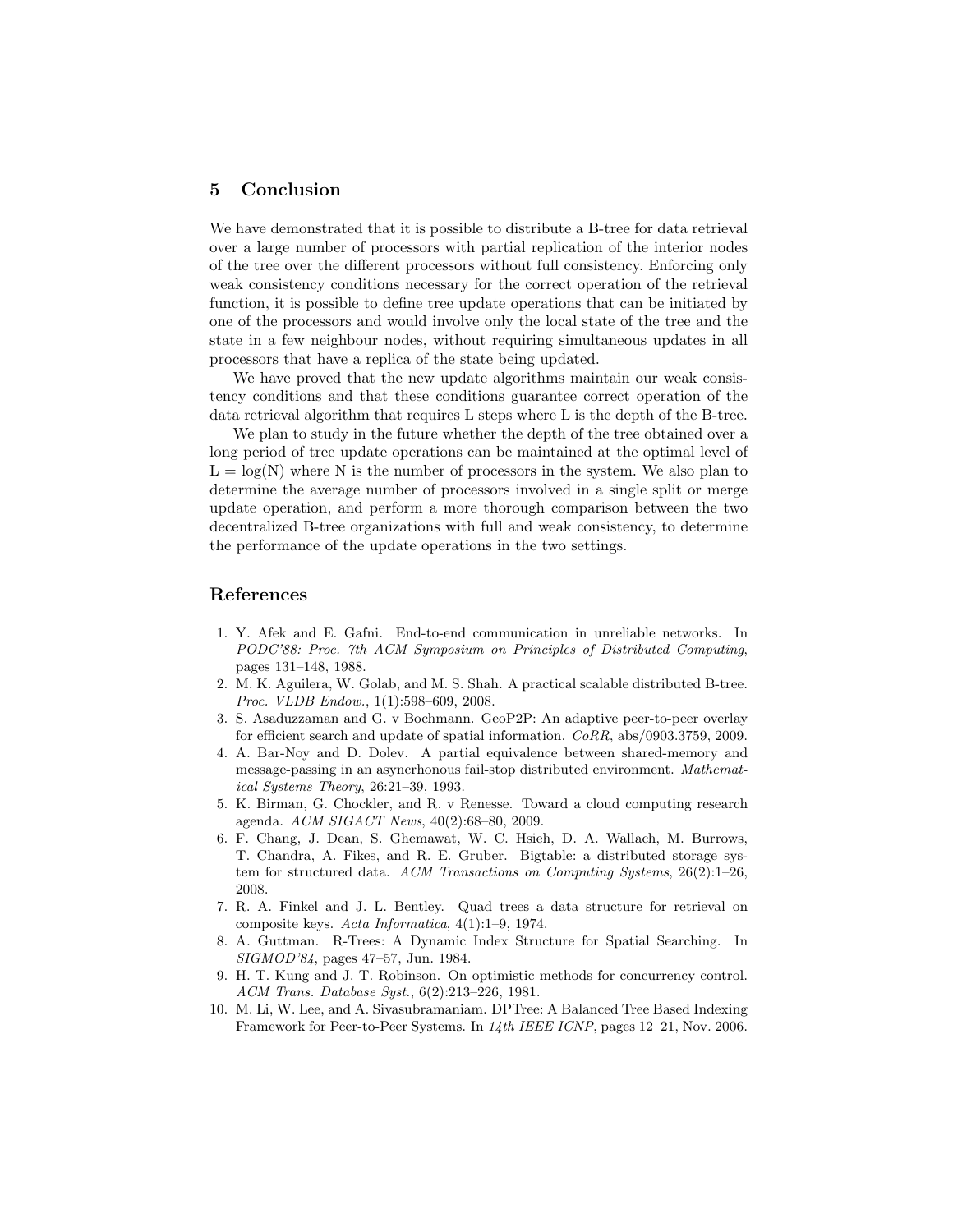## 5 Conclusion

We have demonstrated that it is possible to distribute a B-tree for data retrieval over a large number of processors with partial replication of the interior nodes of the tree over the different processors without full consistency. Enforcing only weak consistency conditions necessary for the correct operation of the retrieval function, it is possible to define tree update operations that can be initiated by one of the processors and would involve only the local state of the tree and the state in a few neighbour nodes, without requiring simultaneous updates in all processors that have a replica of the state being updated.

We have proved that the new update algorithms maintain our weak consistency conditions and that these conditions guarantee correct operation of the data retrieval algorithm that requires L steps where L is the depth of the B-tree.

We plan to study in the future whether the depth of the tree obtained over a long period of tree update operations can be maintained at the optimal level of L = log(N) where N is the number of processors in the system. We also plan to determine the average number of processors involved in a single split or merge update operation, and perform a more thorough comparison between the two decentralized B-tree organizations with full and weak consistency, to determine the performance of the update operations in the two settings.

## References

1. Y. Afek and E. Gafni. End-to-end communication in unreliable networks. In *PODC'88: Proc. 7th ACM Symposium on Principles of Distributed Computing*, pages 131–148, 1988.
2. M. K. Aguilera, W. Golab, and M. S. Shah. A practical scalable distributed B-tree. *Proc. VLDB Endow.*, 1(1):598–609, 2008.
3. S. Asaduzzaman and G. v Bochmann. GeoP2P: An adaptive peer-to-peer overlay for efficient search and update of spatial information. *CoRR*, abs/0903.3759, 2009.
4. A. Bar-Noy and D. Dolev. A partial equivalence between shared-memory and message-passing in an asyncrhonous fail-stop distributed environment. *Mathematical Systems Theory*, 26:21–39, 1993.
5. K. Birman, G. Chockler, and R. v Renesse. Toward a cloud computing research agenda. *ACM SIGACT News*, 40(2):68–80, 2009.
6. F. Chang, J. Dean, S. Ghemawat, W. C. Hsieh, D. A. Wallach, M. Burrows, T. Chandra, A. Fikes, and R. E. Gruber. Bigtable: a distributed storage system for structured data. *ACM Transactions on Computing Systems*, 26(2):1–26, 2008.
7. R. A. Finkel and J. L. Bentley. Quad trees a data structure for retrieval on composite keys. *Acta Informatica*, 4(1):1–9, 1974.
8. A. Guttman. R-Trees: A Dynamic Index Structure for Spatial Searching. In *SIGMOD'84*, pages 47–57, Jun. 1984.
9. H. T. Kung and J. T. Robinson. On optimistic methods for concurrency control. *ACM Trans. Database Syst.*, 6(2):213–226, 1981.
10. M. Li, W. Lee, and A. Sivasubramaniam. DPTree: A Balanced Tree Based Indexing Framework for Peer-to-Peer Systems. In *14th IEEE ICNP*, pages 12–21, Nov. 2006.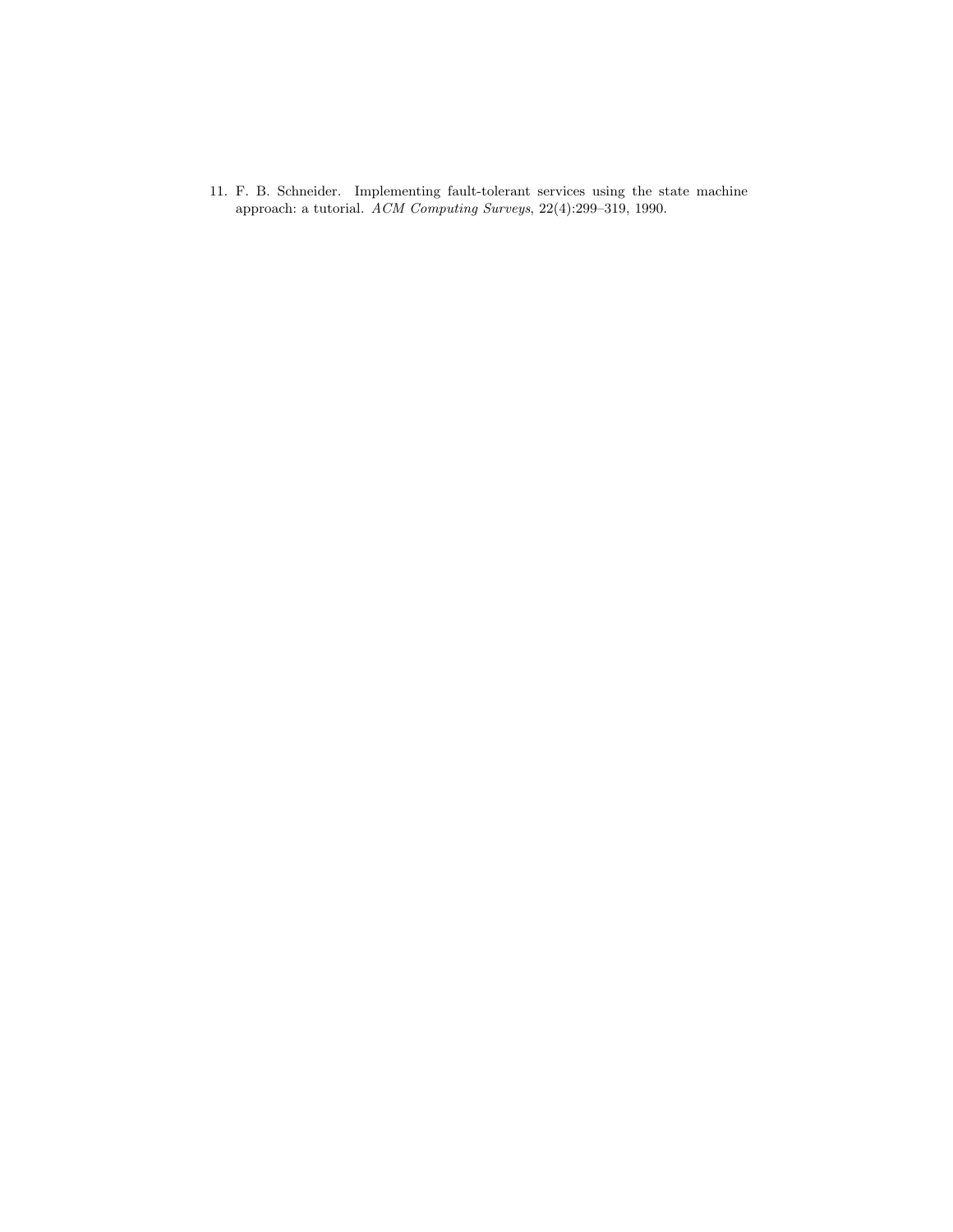11. F. B. Schneider. Implementing fault-tolerant services using the state machine approach: a tutorial. *ACM Computing Surveys*, 22(4):299–319, 1990.